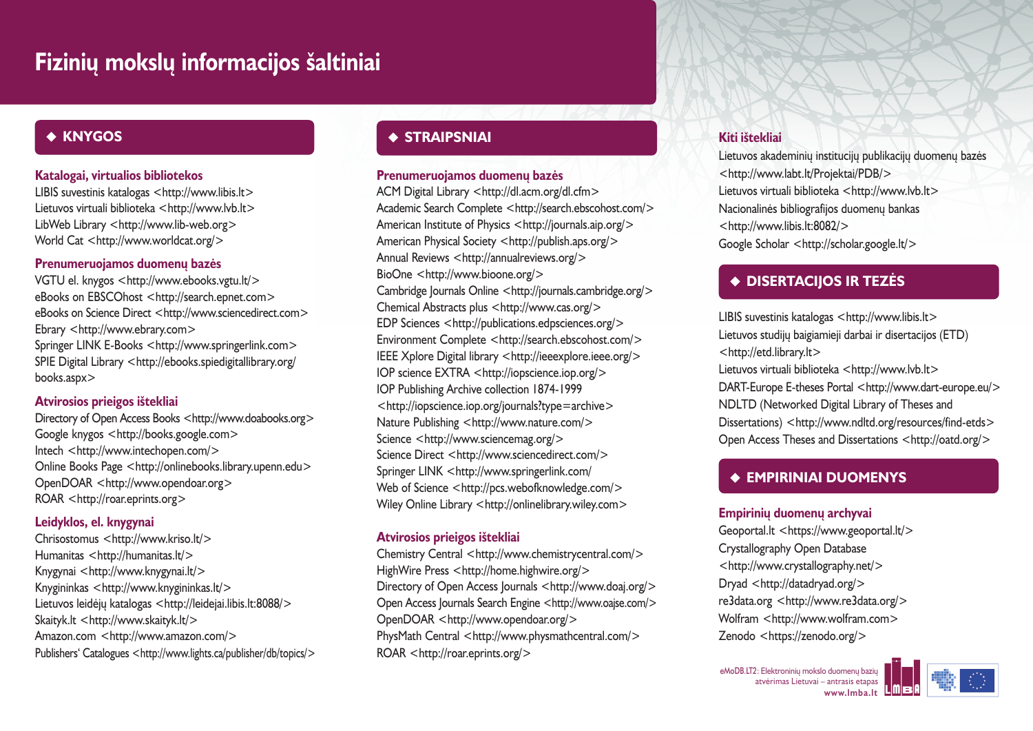# Fizinių mokslų informacijos šaltiniai

## ◆ KNYGOS

### Katalogai, virtualios bibliotekos

LIBIS suvestinis katalogas <http://www.libis.lt>
Lietuvos virtuali biblioteka <http://www.lvb.lt>
LibWeb Library <http://www.lib-web.org>
World Cat <http://www.worldcat.org/>

### Prenumeruojamos duomenų bazės

VGTU el. knygos <http://www.ebooks.vgtu.lt/>
eBooks on EBSCOhost <http://search.epnet.com>
eBooks on Science Direct <http://www.sciencedirect.com>
Ebrary <http://www.ebrary.com>
Springer LINK E-Books <http://www.springerlink.com>
SPIE Digital Library <http://ebooks.spiedigitallibrary.org/books.aspx>

### Atvirosios prieigos ištekliai

Directory of Open Access Books <http://www.doabooks.org>
Google knygos <http://books.google.com>
Intech <http://www.intechopen.com/>
Online Books Page <http://onlinebooks.library.upenn.edu>
OpenDOAR <http://www.opendoar.org>
ROAR <http://roar.eprints.org>

### Leidyklos, el. knygynai

Chrisostomus <http://www.kriso.lt/>
Humanitas <http://humanitas.lt/>
Knygynai <http://www.knygynai.lt/>
Knygininkas <http://www.knygininkas.lt/>
Lietuvos leidėjų katalogas <http://leidejai.libis.lt:8088/>
Skaityk.lt <http://www.skaityk.lt/>
Amazon.com <http://www.amazon.com/>
Publishers' Catalogues <http://www.lights.ca/publisher/db/topics/>

## ◆ STRAIPSNIAI

### Prenumeruojamos duomenų bazės

ACM Digital Library <http://dl.acm.org/dl.cfm>
Academic Search Complete <http://search.ebscohost.com/>
American Institute of Physics <http://journals.aip.org/>
American Physical Society <http://publish.aps.org/>
Annual Reviews <http://annualreviews.org/>
BioOne <http://www.bioone.org/>
Cambridge Journals Online <http://journals.cambridge.org/>
Chemical Abstracts plus <http://www.cas.org/>
EDP Sciences <http://publications.edpsciences.org/>
Environment Complete <http://search.ebscohost.com/>
IEEE Xplore Digital library <http://ieeexplore.ieee.org/>
IOP science EXTRA <http://iopscience.iop.org/>
IOP Publishing Archive collection 1874-1999 <http://iopscience.iop.org/journals?type=archive>
Nature Publishing <http://www.nature.com/>
Science <http://www.sciencemag.org/>
Science Direct <http://www.sciencedirect.com/>
Springer LINK <http://www.springerlink.com/
Web of Science <http://pcs.webofknowledge.com/>
Wiley Online Library <http://onlinelibrary.wiley.com>

### Atvirosios prieigos ištekliai

Chemistry Central <http://www.chemistrycentral.com/>
HighWire Press <http://home.highwire.org/>
Directory of Open Access Journals <http://www.doaj.org/>
Open Access Journals Search Engine <http://www.oajse.com/>
OpenDOAR <http://www.opendoar.org/>
PhysMath Central <http://www.physmathcentral.com/>
ROAR <http://roar.eprints.org/>

### Kiti ištekliai

Lietuvos akademinių institucijų publikacijų duomenų bazės <http://www.labt.lt/Projektai/PDB/>
Lietuvos virtuali biblioteka <http://www.lvb.lt>
Nacionalinės bibliografijos duomenų bankas <http://www.libis.lt:8082/>
Google Scholar <http://scholar.google.lt/>

## ◆ DISERTACIJOS IR TEZĖS

LIBIS suvestinis katalogas <http://www.libis.lt>
Lietuvos studijų baigiamieji darbai ir disertacijos (ETD) <http://etd.library.lt>
Lietuvos virtuali biblioteka <http://www.lvb.lt>
DART-Europe E-theses Portal <http://www.dart-europe.eu/>
NDLTD (Networked Digital Library of Theses and Dissertations) <http://www.ndltd.org/resources/find-etds>
Open Access Theses and Dissertations <http://oatd.org/>

## ◆ EMPIRINIAI DUOMENYS

### Empirinių duomenų archyvai

Geoportal.lt <https://www.geoportal.lt/>
Crystallography Open Database <http://www.crystallography.net/>
Dryad <http://datadryad.org/>
re3data.org <http://www.re3data.org/>
Wolfram <http://www.wolfram.com>
Zenodo <https://zenodo.org/>

eMoDB.LT2: Elektroninių mokslo duomenų bazių atvėrimas Lietuvai – antrasis etapas
www.lmba.lt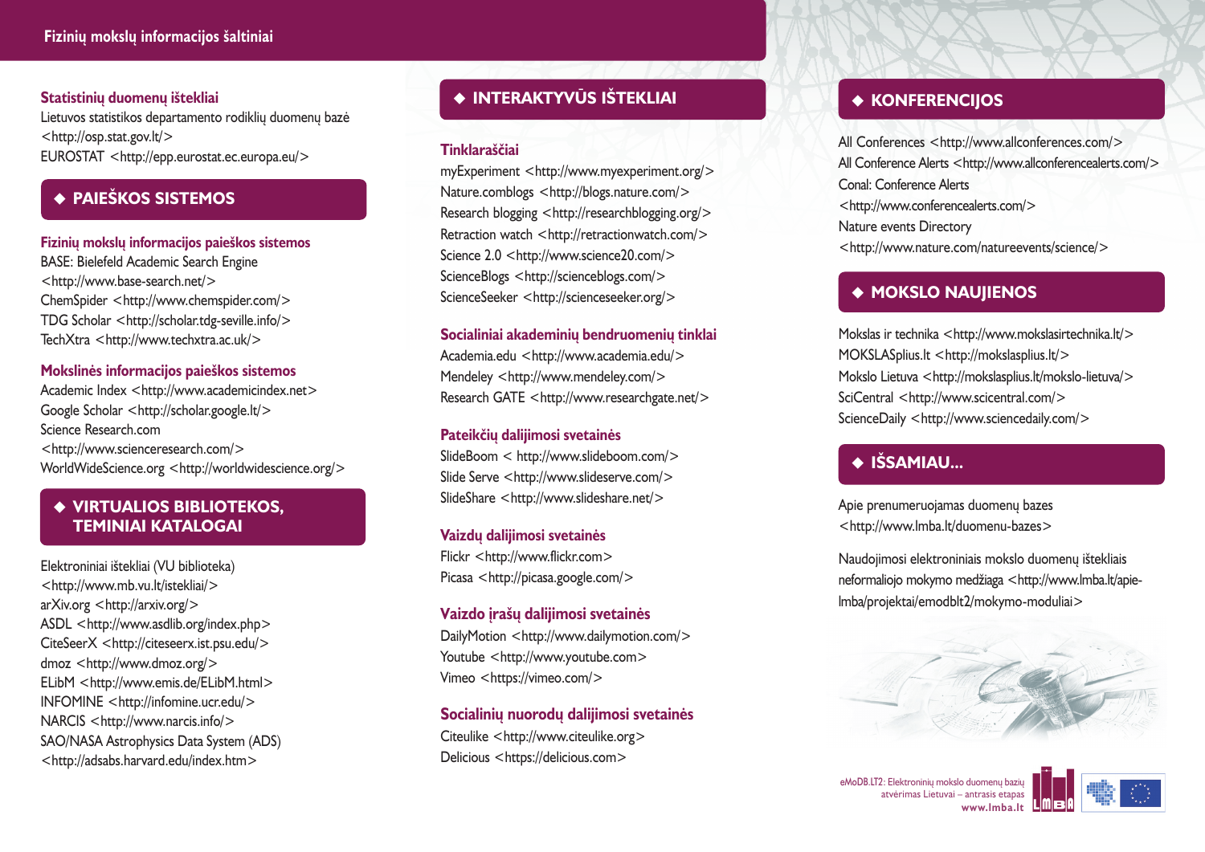## Fizinių mokslų informacijos šaltiniai

### Statistinių duomenų ištekliai

Lietuvos statistikos departamento rodiklių duomenų bazė <http://osp.stat.gov.lt/>
EUROSTAT <http://epp.eurostat.ec.europa.eu/>

## ◆ PAIEŠKOS SISTEMOS

### Fizinių mokslų informacijos paieškos sistemos

BASE: Bielefeld Academic Search Engine <http://www.base-search.net/>
ChemSpider <http://www.chemspider.com/>
TDG Scholar <http://scholar.tdg-seville.info/>
TechXtra <http://www.techxtra.ac.uk/>

### Mokslinės informacijos paieškos sistemos

Academic Index <http://www.academicindex.net>
Google Scholar <http://scholar.google.lt/>
Science Research.com <http://www.scienceresearch.com/>
WorldWideScience.org <http://worldwidescience.org/>

## ◆ VIRTUALIOS BIBLIOTEKOS, TEMINIAI KATALOGAI

Elektroniniai ištekliai (VU biblioteka) <http://www.mb.vu.lt/istekliai/>
arXiv.org <http://arxiv.org/>
ASDL <http://www.asdlib.org/index.php>
CiteSeerX <http://citeseerx.ist.psu.edu/>
dmoz <http://www.dmoz.org/>
ELibM <http://www.emis.de/ELibM.html>
INFOMINE <http://infomine.ucr.edu/>
NARCIS <http://www.narcis.info/>
SAO/NASA Astrophysics Data System (ADS) <http://adsabs.harvard.edu/index.htm>

## ◆ INTERAKTYVŪS IŠTEKLIAI

### Tinklaraščiai

myExperiment <http://www.myexperiment.org/>
Nature.comblogs <http://blogs.nature.com/>
Research blogging <http://researchblogging.org/>
Retraction watch <http://retractionwatch.com/>
Science 2.0 <http://www.science20.com/>
ScienceBlogs <http://scienceblogs.com/>
ScienceSeeker <http://scienceseeker.org/>

### Socialiniai akademinių bendruomenių tinklai

Academia.edu <http://www.academia.edu/>
Mendeley <http://www.mendeley.com/>
Research GATE <http://www.researchgate.net/>

### Pateikčių dalijimosi svetainės

SlideBoom < http://www.slideboom.com/>
Slide Serve <http://www.slideserve.com/>
SlideShare <http://www.slideshare.net/>

### Vaizdų dalijimosi svetainės

Flickr <http://www.flickr.com>
Picasa <http://picasa.google.com/>

### Vaizdo įrašų dalijimosi svetainės

DailyMotion <http://www.dailymotion.com/>
Youtube <http://www.youtube.com>
Vimeo <https://vimeo.com/>

### Socialinių nuorodų dalijimosi svetainės

Citeulike <http://www.citeulike.org>
Delicious <https://delicious.com>

## ◆ KONFERENCIJOS

All Conferences <http://www.allconferences.com/>
All Conference Alerts <http://www.allconferencealerts.com/>
Conal: Conference Alerts <http://www.conferencealerts.com/>
Nature events Directory <http://www.nature.com/natureevents/science/>

## ◆ MOKSLO NAUJIENOS

Mokslas ir technika <http://www.mokslasirtechnika.lt/>
MOKSLASplius.lt <http://mokslasplius.lt/>
Mokslo Lietuva <http://mokslasplius.lt/mokslo-lietuva/>
SciCentral <http://www.scicentral.com/>
ScienceDaily <http://www.sciencedaily.com/>

## ◆ IŠSAMIAU...

Apie prenumeruojamas duomenų bazes <http://www.lmba.lt/duomenu-bazes>

Naudojimosi elektroniniais mokslo duomenų ištekliais neformaliojo mokymo medžiaga <http://www.lmba.lt/apie-lmba/projektai/emodblt2/mokymo-moduliai>

eMoDB.LT2: Elektroninių mokslo duomenų bazių atvėrimas Lietuvai – antrasis etapas
www.lmba.lt